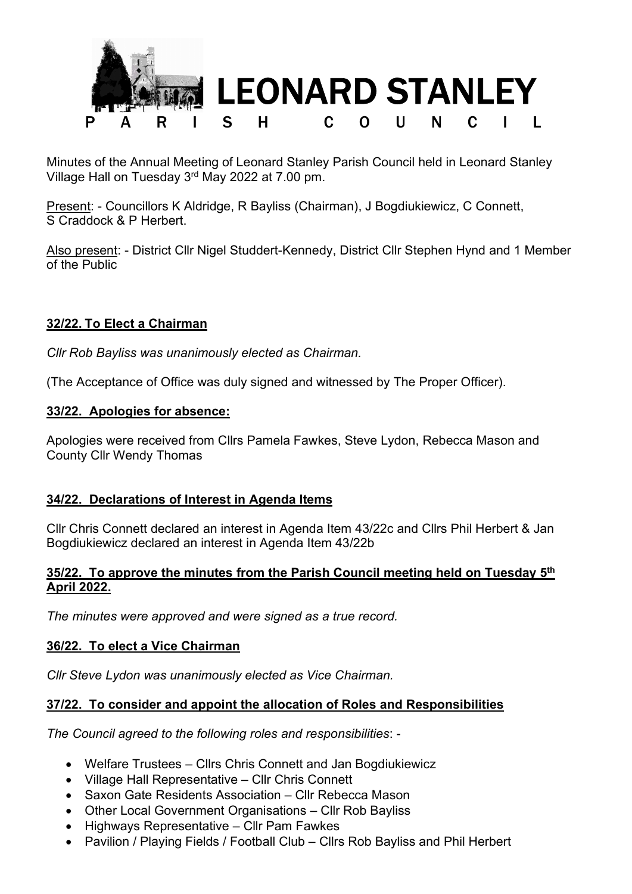# LEONARD STANLEY

## PARISH COUNCIL

Minutes of the Annual Meeting of Leonard Stanley Parish Council held in Leonard Stanley Village Hall on Tuesday 3rd May 2022 at 7.00 pm.

Present: - Councillors K Aldridge, R Bayliss (Chairman), J Bogdiukiewicz, C Connett, S Craddock & P Herbert.

Also present: - District Cllr Nigel Studdert-Kennedy, District Cllr Stephen Hynd and 1 Member of the Public

### 32/22. To Elect a Chairman

*Cllr Rob Bayliss was unanimously elected as Chairman.*

(The Acceptance of Office was duly signed and witnessed by The Proper Officer).

### 33/22. Apologies for absence:

Apologies were received from Cllrs Pamela Fawkes, Steve Lydon, Rebecca Mason and County Cllr Wendy Thomas

### 34/22. Declarations of Interest in Agenda Items

Cllr Chris Connett declared an interest in Agenda Item 43/22c and Cllrs Phil Herbert & Jan Bogdiukiewicz declared an interest in Agenda Item 43/22b

### 35/22. To approve the minutes from the Parish Council meeting held on Tuesday 5th April 2022.

*The minutes were approved and were signed as a true record.*

### 36/22. To elect a Vice Chairman

*Cllr Steve Lydon was unanimously elected as Vice Chairman.*

### 37/22. To consider and appoint the allocation of Roles and Responsibilities

*The Council agreed to the following roles and responsibilities*: -

- Welfare Trustees – Cllrs Chris Connett and Jan Bogdiukiewicz
- Village Hall Representative – Cllr Chris Connett
- Saxon Gate Residents Association – Cllr Rebecca Mason
- Other Local Government Organisations – Cllr Rob Bayliss
- Highways Representative – Cllr Pam Fawkes
- Pavilion / Playing Fields / Football Club – Cllrs Rob Bayliss and Phil Herbert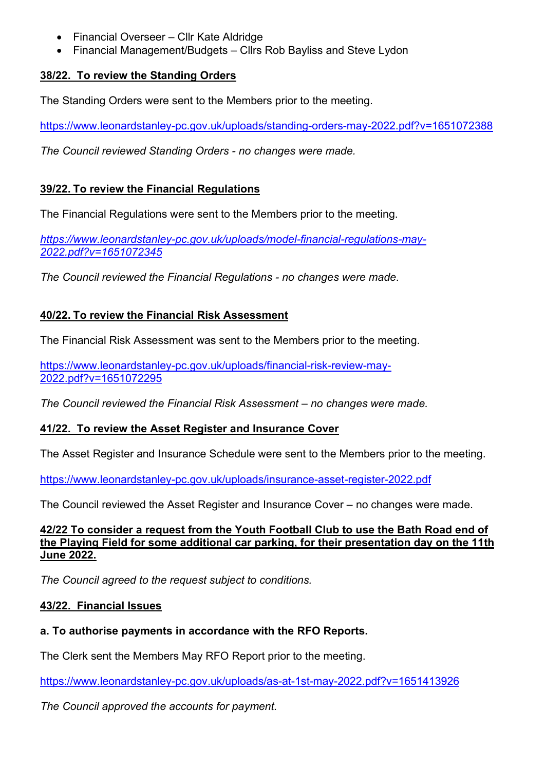- Financial Overseer – Cllr Kate Aldridge
- Financial Management/Budgets – Cllrs Rob Bayliss and Steve Lydon

**38/22. To review the Standing Orders**

The Standing Orders were sent to the Members prior to the meeting.

https://www.leonardstanley-pc.gov.uk/uploads/standing-orders-may-2022.pdf?v=1651072388

*The Council reviewed Standing Orders - no changes were made.*

**39/22. To review the Financial Regulations**

The Financial Regulations were sent to the Members prior to the meeting.

*https://www.leonardstanley-pc.gov.uk/uploads/model-financial-regulations-may-2022.pdf?v=1651072345*

*The Council reviewed the Financial Regulations - no changes were made.*

**40/22. To review the Financial Risk Assessment**

The Financial Risk Assessment was sent to the Members prior to the meeting.

https://www.leonardstanley-pc.gov.uk/uploads/financial-risk-review-may-2022.pdf?v=1651072295

*The Council reviewed the Financial Risk Assessment – no changes were made.*

**41/22. To review the Asset Register and Insurance Cover**

The Asset Register and Insurance Schedule were sent to the Members prior to the meeting.

https://www.leonardstanley-pc.gov.uk/uploads/insurance-asset-register-2022.pdf

The Council reviewed the Asset Register and Insurance Cover – no changes were made.

**42/22 To consider a request from the Youth Football Club to use the Bath Road end of the Playing Field for some additional car parking, for their presentation day on the 11th June 2022.**

*The Council agreed to the request subject to conditions.*

**43/22. Financial Issues**

**a. To authorise payments in accordance with the RFO Reports.**

The Clerk sent the Members May RFO Report prior to the meeting.

https://www.leonardstanley-pc.gov.uk/uploads/as-at-1st-may-2022.pdf?v=1651413926

*The Council approved the accounts for payment.*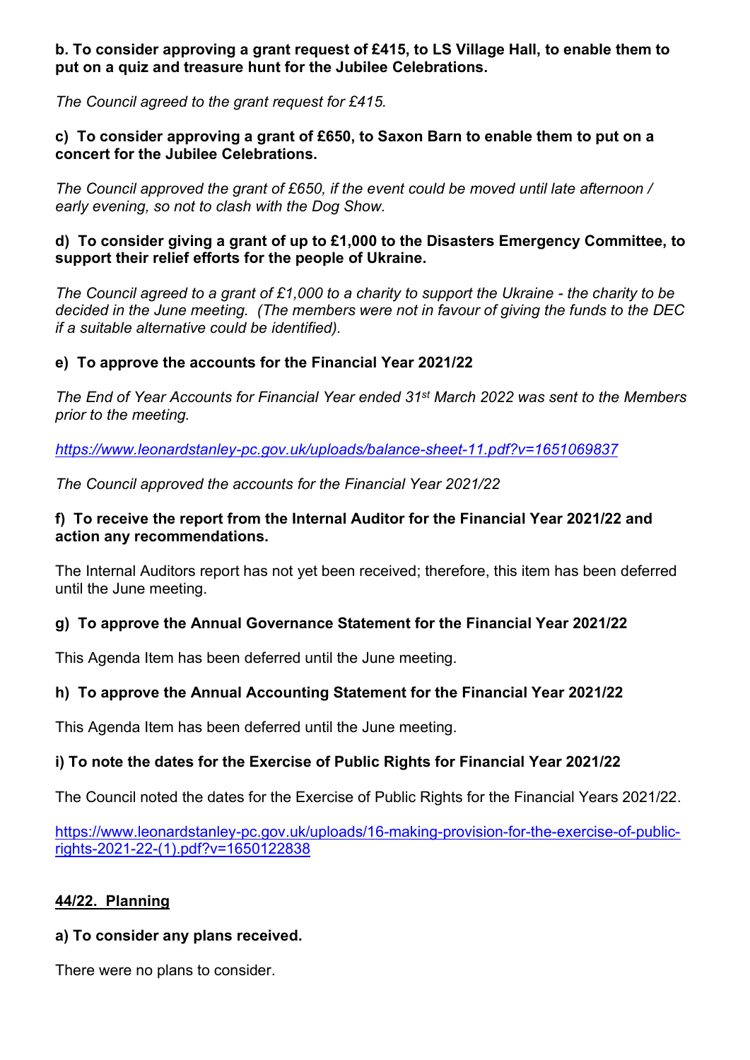**b. To consider approving a grant request of £415, to LS Village Hall, to enable them to put on a quiz and treasure hunt for the Jubilee Celebrations.**

*The Council agreed to the grant request for £415.*

**c) To consider approving a grant of £650, to Saxon Barn to enable them to put on a concert for the Jubilee Celebrations.**

*The Council approved the grant of £650, if the event could be moved until late afternoon / early evening, so not to clash with the Dog Show.*

**d) To consider giving a grant of up to £1,000 to the Disasters Emergency Committee, to support their relief efforts for the people of Ukraine.**

*The Council agreed to a grant of £1,000 to a charity to support the Ukraine - the charity to be decided in the June meeting. (The members were not in favour of giving the funds to the DEC if a suitable alternative could be identified).*

**e) To approve the accounts for the Financial Year 2021/22**

*The End of Year Accounts for Financial Year ended 31st March 2022 was sent to the Members prior to the meeting.*

*https://www.leonardstanley-pc.gov.uk/uploads/balance-sheet-11.pdf?v=1651069837*

*The Council approved the accounts for the Financial Year 2021/22*

**f) To receive the report from the Internal Auditor for the Financial Year 2021/22 and action any recommendations.**

The Internal Auditors report has not yet been received; therefore, this item has been deferred until the June meeting.

**g) To approve the Annual Governance Statement for the Financial Year 2021/22**

This Agenda Item has been deferred until the June meeting.

**h) To approve the Annual Accounting Statement for the Financial Year 2021/22**

This Agenda Item has been deferred until the June meeting.

**i) To note the dates for the Exercise of Public Rights for Financial Year 2021/22**

The Council noted the dates for the Exercise of Public Rights for the Financial Years 2021/22.

https://www.leonardstanley-pc.gov.uk/uploads/16-making-provision-for-the-exercise-of-public-rights-2021-22-(1).pdf?v=1650122838

## 44/22. Planning

**a) To consider any plans received.**

There were no plans to consider.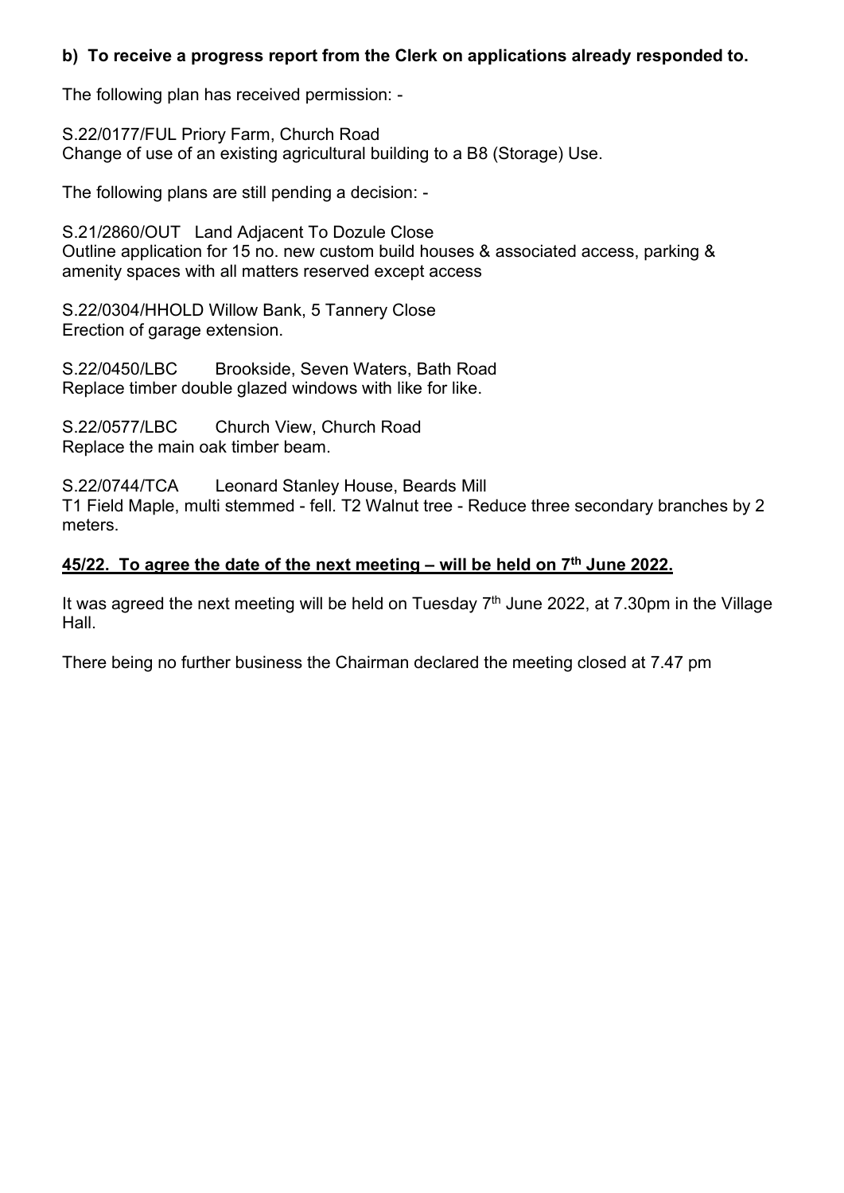**b) To receive a progress report from the Clerk on applications already responded to.**

The following plan has received permission: -

S.22/0177/FUL Priory Farm, Church Road
Change of use of an existing agricultural building to a B8 (Storage) Use.

The following plans are still pending a decision: -

S.21/2860/OUT Land Adjacent To Dozule Close
Outline application for 15 no. new custom build houses & associated access, parking & amenity spaces with all matters reserved except access

S.22/0304/HHOLD Willow Bank, 5 Tannery Close
Erection of garage extension.

S.22/0450/LBC Brookside, Seven Waters, Bath Road
Replace timber double glazed windows with like for like.

S.22/0577/LBC Church View, Church Road
Replace the main oak timber beam.

S.22/0744/TCA Leonard Stanley House, Beards Mill
T1 Field Maple, multi stemmed - fell. T2 Walnut tree - Reduce three secondary branches by 2 meters.

**45/22. To agree the date of the next meeting – will be held on 7th June 2022.**

It was agreed the next meeting will be held on Tuesday 7th June 2022, at 7.30pm in the Village Hall.

There being no further business the Chairman declared the meeting closed at 7.47 pm